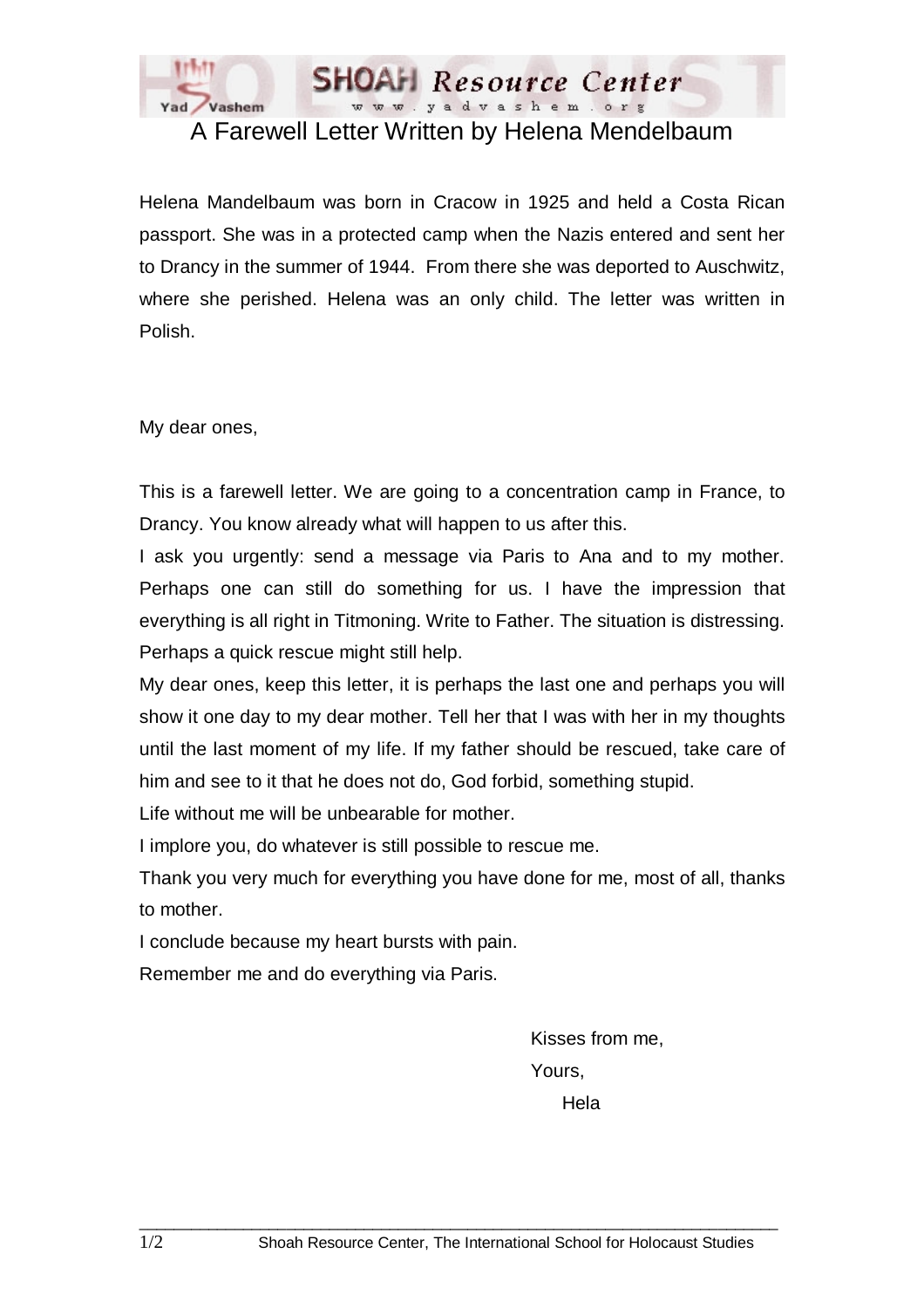# A Farewell Letter Written by Helena Mendelbaum

Helena Mandelbaum was born in Cracow in 1925 and held a Costa Rican passport. She was in a protected camp when the Nazis entered and sent her to Drancy in the summer of 1944. From there she was deported to Auschwitz, where she perished. Helena was an only child. The letter was written in Polish.

My dear ones,

This is a farewell letter. We are going to a concentration camp in France, to Drancy. You know already what will happen to us after this.

I ask you urgently: send a message via Paris to Ana and to my mother. Perhaps one can still do something for us. I have the impression that everything is all right in Titmoning. Write to Father. The situation is distressing. Perhaps a quick rescue might still help.

My dear ones, keep this letter, it is perhaps the last one and perhaps you will show it one day to my dear mother. Tell her that I was with her in my thoughts until the last moment of my life. If my father should be rescued, take care of him and see to it that he does not do, God forbid, something stupid.

Life without me will be unbearable for mother.

I implore you, do whatever is still possible to rescue me.

Thank you very much for everything you have done for me, most of all, thanks to mother.

I conclude because my heart bursts with pain.

Remember me and do everything via Paris.

Kisses from me,

Yours,

Hela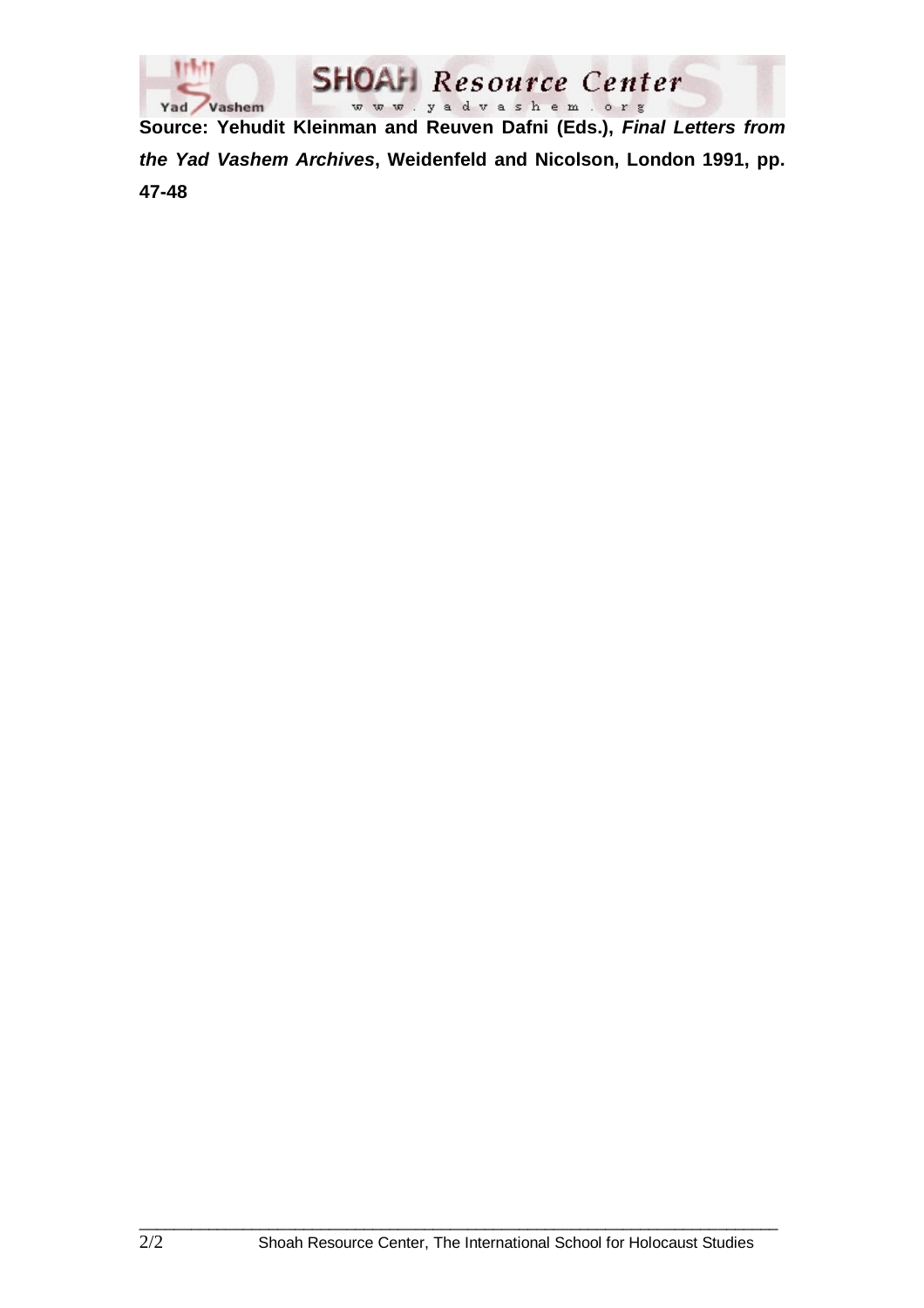**Source: Yehudit Kleinman and Reuven Dafni (Eds.), *Final Letters from the Yad Vashem Archives*, Weidenfeld and Nicolson, London 1991, pp. 47-48**